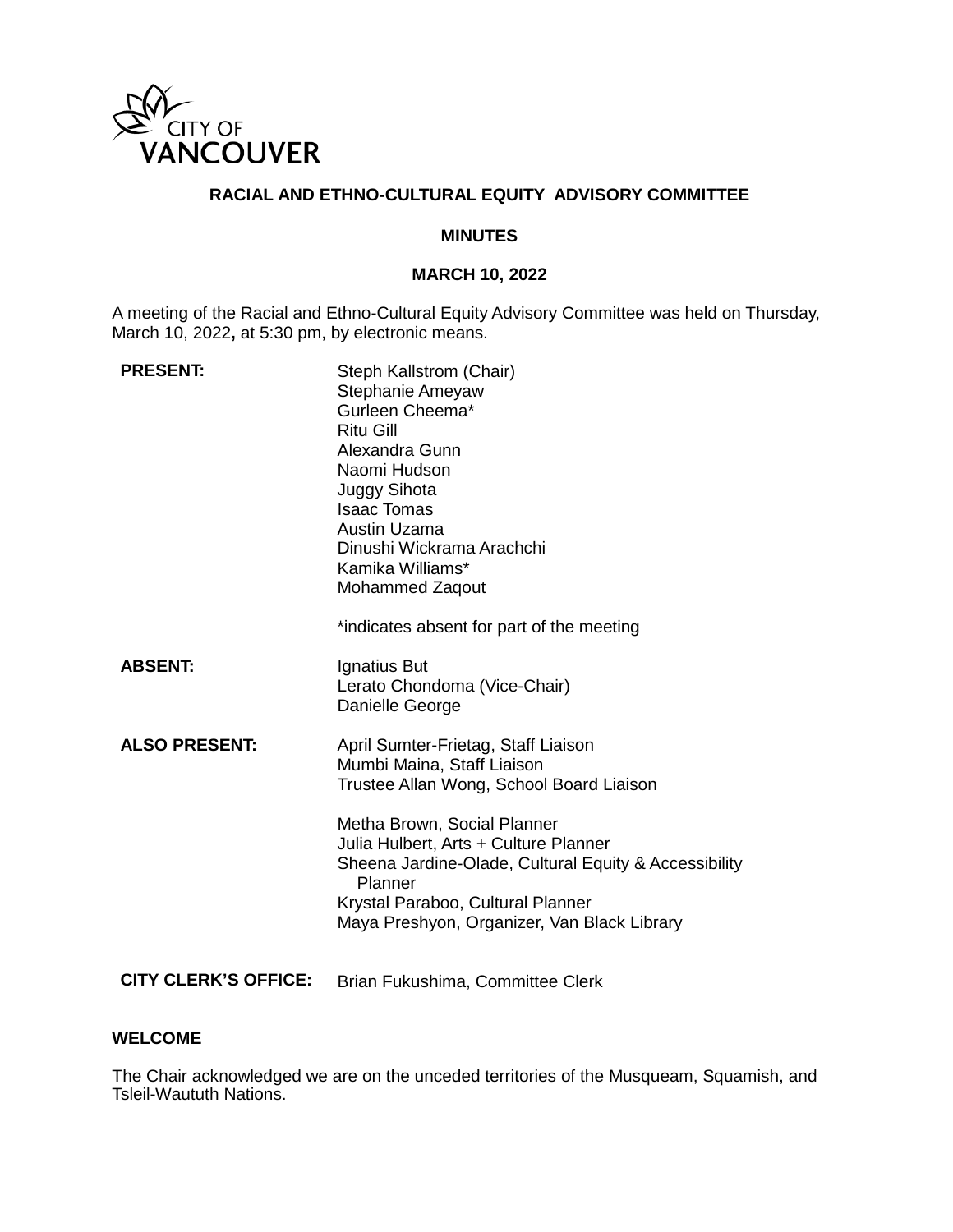CITY OF VANCOUVER

# RACIAL AND ETHNO-CULTURAL EQUITY ADVISORY COMMITTEE

## MINUTES

## MARCH 10, 2022

A meeting of the Racial and Ethno-Cultural Equity Advisory Committee was held on Thursday, March 10, 2022**,** at 5:30 pm, by electronic means.

| | |
|---|---|
| **PRESENT:** | Steph Kallstrom (Chair)<br>Stephanie Ameyaw<br>Gurleen Cheema*<br>Ritu Gill<br>Alexandra Gunn<br>Naomi Hudson<br>Juggy Sihota<br>Isaac Tomas<br>Austin Uzama<br>Dinushi Wickrama Arachchi<br>Kamika Williams*<br>Mohammed Zaqout<br><br>*indicates absent for part of the meeting |
| **ABSENT:** | Ignatius But<br>Lerato Chondoma (Vice-Chair)<br>Danielle George |
| **ALSO PRESENT:** | April Sumter-Frietag, Staff Liaison<br>Mumbi Maina, Staff Liaison<br>Trustee Allan Wong, School Board Liaison<br><br>Metha Brown, Social Planner<br>Julia Hulbert, Arts + Culture Planner<br>Sheena Jardine-Olade, Cultural Equity & Accessibility Planner<br>Krystal Paraboo, Cultural Planner<br>Maya Preshyon, Organizer, Van Black Library |
| **CITY CLERK'S OFFICE:** | Brian Fukushima, Committee Clerk |

**WELCOME**

The Chair acknowledged we are on the unceded territories of the Musqueam, Squamish, and Tsleil-Waututh Nations.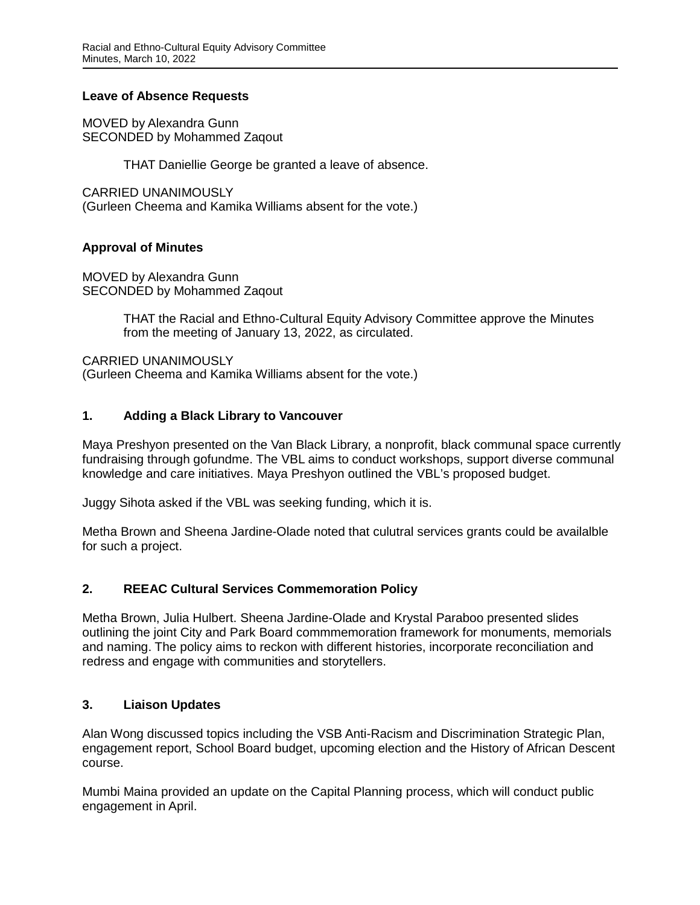**Leave of Absence Requests**

MOVED by Alexandra Gunn
SECONDED by Mohammed Zaqout

> THAT Daniellie George be granted a leave of absence.

CARRIED UNANIMOUSLY
(Gurleen Cheema and Kamika Williams absent for the vote.)

**Approval of Minutes**

MOVED by Alexandra Gunn
SECONDED by Mohammed Zaqout

> THAT the Racial and Ethno-Cultural Equity Advisory Committee approve the Minutes from the meeting of January 13, 2022, as circulated.

CARRIED UNANIMOUSLY
(Gurleen Cheema and Kamika Williams absent for the vote.)

**1. Adding a Black Library to Vancouver**

Maya Preshyon presented on the Van Black Library, a nonprofit, black communal space currently fundraising through gofundme. The VBL aims to conduct workshops, support diverse communal knowledge and care initiatives. Maya Preshyon outlined the VBL's proposed budget.

Juggy Sihota asked if the VBL was seeking funding, which it is.

Metha Brown and Sheena Jardine-Olade noted that culutral services grants could be availalble for such a project.

**2. REEAC Cultural Services Commemoration Policy**

Metha Brown, Julia Hulbert. Sheena Jardine-Olade and Krystal Paraboo presented slides outlining the joint City and Park Board commmemoration framework for monuments, memorials and naming. The policy aims to reckon with different histories, incorporate reconciliation and redress and engage with communities and storytellers.

**3. Liaison Updates**

Alan Wong discussed topics including the VSB Anti-Racism and Discrimination Strategic Plan, engagement report, School Board budget, upcoming election and the History of African Descent course.

Mumbi Maina provided an update on the Capital Planning process, which will conduct public engagement in April.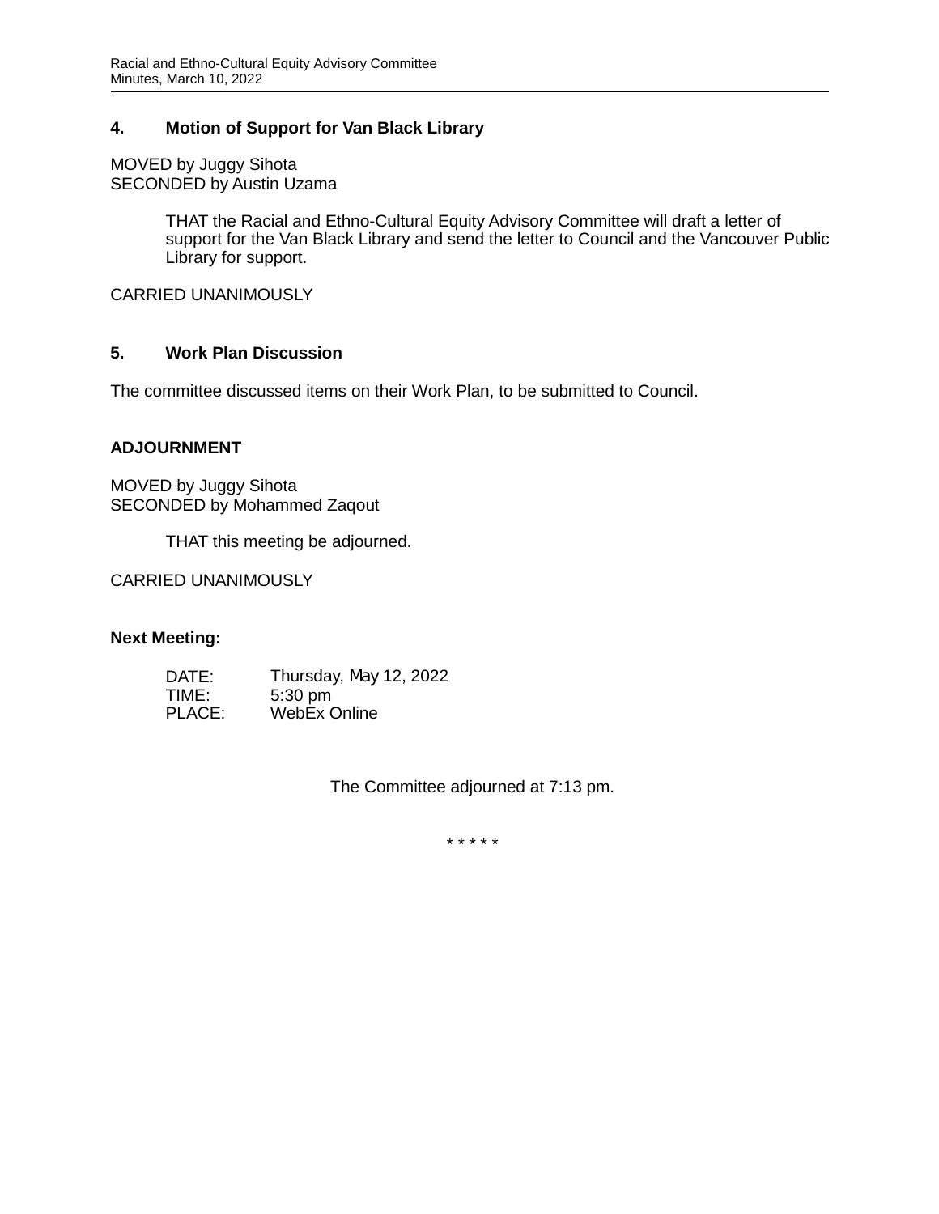### 4. Motion of Support for Van Black Library

MOVED by Juggy Sihota
SECONDED by Austin Uzama

> THAT the Racial and Ethno-Cultural Equity Advisory Committee will draft a letter of support for the Van Black Library and send the letter to Council and the Vancouver Public Library for support.

CARRIED UNANIMOUSLY

### 5. Work Plan Discussion

The committee discussed items on their Work Plan, to be submitted to Council.

### ADJOURNMENT

MOVED by Juggy Sihota
SECONDED by Mohammed Zaqout

> THAT this meeting be adjourned.

CARRIED UNANIMOUSLY

**Next Meeting:**

| | |
|---|---|
| DATE: | Thursday, May 12, 2022 |
| TIME: | 5:30 pm |
| PLACE: | WebEx Online |

The Committee adjourned at 7:13 pm.

\* \* \* \* \*